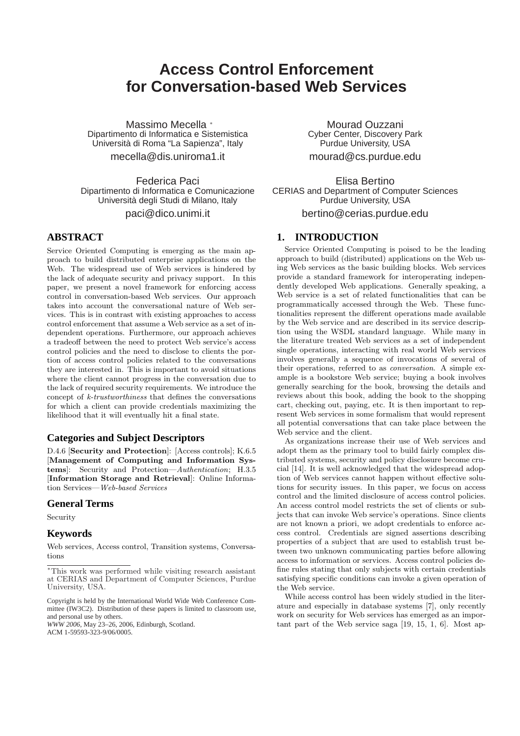# Access Control Enforcement for Conversation-based Web Services

Massimo Mecella [*]
Dipartimento di Informatica e Sistemistica
Università di Roma "La Sapienza", Italy
mecella@dis.uniroma1.it

Mourad Ouzzani
Cyber Center, Discovery Park
Purdue University, USA
mourad@cs.purdue.edu

Federica Paci
Dipartimento di Informatica e Comunicazione
Università degli Studi di Milano, Italy
paci@dico.unimi.it

Elisa Bertino
CERIAS and Department of Computer Sciences
Purdue University, USA
bertino@cerias.purdue.edu

## ABSTRACT

Service Oriented Computing is emerging as the main approach to build distributed enterprise applications on the Web. The widespread use of Web services is hindered by the lack of adequate security and privacy support. In this paper, we present a novel framework for enforcing access control in conversation-based Web services. Our approach takes into account the conversational nature of Web services. This is in contrast with existing approaches to access control enforcement that assume a Web service as a set of independent operations. Furthermore, our approach achieves a tradeoff between the need to protect Web service's access control policies and the need to disclose to clients the portion of access control policies related to the conversations they are interested in. This is important to avoid situations where the client cannot progress in the conversation due to the lack of required security requirements. We introduce the concept of *k-trustworthiness* that defines the conversations for which a client can provide credentials maximizing the likelihood that it will eventually hit a final state.

### Categories and Subject Descriptors

D.4.6 [**Security and Protection**]: [Access controls]; K.6.5 [**Management of Computing and Information Systems**]: Security and Protection—*Authentication*; H.3.5 [**Information Storage and Retrieval**]: Online Information Services—*Web-based Services*

### General Terms

Security

### Keywords

Web services, Access control, Transition systems, Conversations

[*]This work was performed while visiting research assistant at CERIAS and Department of Computer Sciences, Purdue University, USA.

Copyright is held by the International World Wide Web Conference Committee (IW3C2). Distribution of these papers is limited to classroom use, and personal use by others.
*WWW 2006*, May 23–26, 2006, Edinburgh, Scotland.
ACM 1-59593-323-9/06/0005.

## 1. INTRODUCTION

Service Oriented Computing is poised to be the leading approach to build (distributed) applications on the Web using Web services as the basic building blocks. Web services provide a standard framework for interoperating independently developed Web applications. Generally speaking, a Web service is a set of related functionalities that can be programmatically accessed through the Web. These functionalities represent the different operations made available by the Web service and are described in its service description using the WSDL standard language. While many in the literature treated Web services as a set of independent single operations, interacting with real world Web services involves generally a sequence of invocations of several of their operations, referred to as *conversation*. A simple example is a bookstore Web service; buying a book involves generally searching for the book, browsing the details and reviews about this book, adding the book to the shopping cart, checking out, paying, etc. It is then important to represent Web services in some formalism that would represent all potential conversations that can take place between the Web service and the client.

As organizations increase their use of Web services and adopt them as the primary tool to build fairly complex distributed systems, security and policy disclosure become crucial [14]. It is well acknowledged that the widespread adoption of Web services cannot happen without effective solutions for security issues. In this paper, we focus on access control and the limited disclosure of access control policies. An access control model restricts the set of clients or subjects that can invoke Web service's operations. Since clients are not known a priori, we adopt credentials to enforce access control. Credentials are signed assertions describing properties of a subject that are used to establish trust between two unknown communicating parties before allowing access to information or services. Access control policies define rules stating that only subjects with certain credentials satisfying specific conditions can invoke a given operation of the Web service.

While access control has been widely studied in the literature and especially in database systems [7], only recently work on security for Web services has emerged as an important part of the Web service saga [19, 15, 1, 6]. Most ap-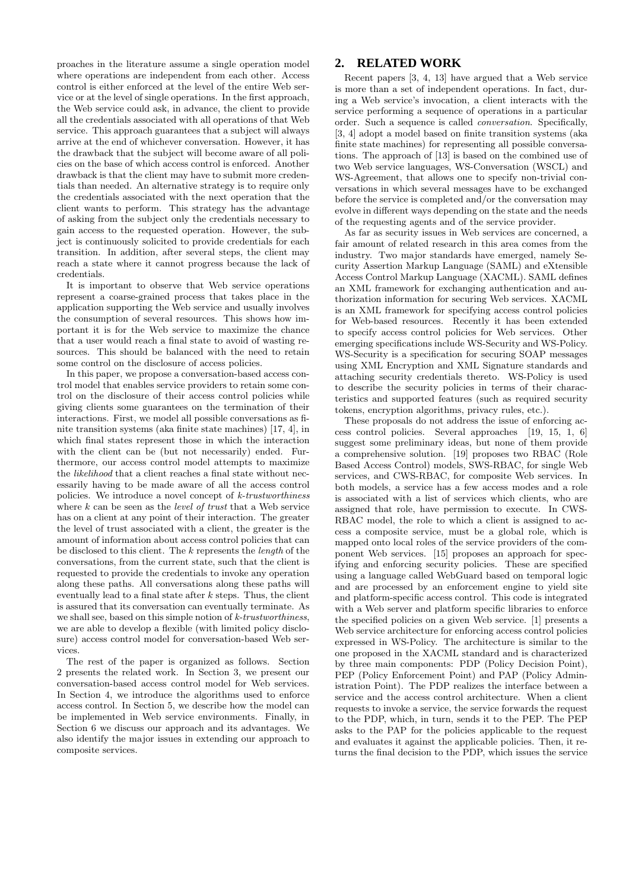proaches in the literature assume a single operation model where operations are independent from each other. Access control is either enforced at the level of the entire Web service or at the level of single operations. In the first approach, the Web service could ask, in advance, the client to provide all the credentials associated with all operations of that Web service. This approach guarantees that a subject will always arrive at the end of whichever conversation. However, it has the drawback that the subject will become aware of all policies on the base of which access control is enforced. Another drawback is that the client may have to submit more credentials than needed. An alternative strategy is to require only the credentials associated with the next operation that the client wants to perform. This strategy has the advantage of asking from the subject only the credentials necessary to gain access to the requested operation. However, the subject is continuously solicited to provide credentials for each transition. In addition, after several steps, the client may reach a state where it cannot progress because the lack of credentials.

It is important to observe that Web service operations represent a coarse-grained process that takes place in the application supporting the Web service and usually involves the consumption of several resources. This shows how important it is for the Web service to maximize the chance that a user would reach a final state to avoid of wasting resources. This should be balanced with the need to retain some control on the disclosure of access policies.

In this paper, we propose a conversation-based access control model that enables service providers to retain some control on the disclosure of their access control policies while giving clients some guarantees on the termination of their interactions. First, we model all possible conversations as finite transition systems (aka finite state machines) [17, 4], in which final states represent those in which the interaction with the client can be (but not necessarily) ended. Furthermore, our access control model attempts to maximize the *likelihood* that a client reaches a final state without necessarily having to be made aware of all the access control policies. We introduce a novel concept of *k-trustworthiness* where $k$ can be seen as the *level of trust* that a Web service has on a client at any point of their interaction. The greater the level of trust associated with a client, the greater is the amount of information about access control policies that can be disclosed to this client. The $k$ represents the *length* of the conversations, from the current state, such that the client is requested to provide the credentials to invoke any operation along these paths. All conversations along these paths will eventually lead to a final state after $k$ steps. Thus, the client is assured that its conversation can eventually terminate. As we shall see, based on this simple notion of *k-trustwithiness*, we are able to develop a flexible (with limited policy disclosure) access control model for conversation-based Web services.

The rest of the paper is organized as follows. Section 2 presents the related work. In Section 3, we present our conversation-based access control model for Web services. In Section 4, we introduce the algorithms used to enforce access control. In Section 5, we describe how the model can be implemented in Web service environments. Finally, in Section 6 we discuss our approach and its advantages. We also identify the major issues in extending our approach to composite services.

## 2. RELATED WORK

Recent papers [3, 4, 13] have argued that a Web service is more than a set of independent operations. In fact, during a Web service's invocation, a client interacts with the service performing a sequence of operations in a particular order. Such a sequence is called *conversation*. Specifically, [3, 4] adopt a model based on finite transition systems (aka finite state machines) for representing all possible conversations. The approach of [13] is based on the combined use of two Web service languages, WS-Conversation (WSCL) and WS-Agreement, that allows one to specify non-trivial conversations in which several messages have to be exchanged before the service is completed and/or the conversation may evolve in different ways depending on the state and the needs of the requesting agents and of the service provider.

As far as security issues in Web services are concerned, a fair amount of related research in this area comes from the industry. Two major standards have emerged, namely Security Assertion Markup Language (SAML) and eXtensible Access Control Markup Language (XACML). SAML defines an XML framework for exchanging authentication and authorization information for securing Web services. XACML is an XML framework for specifying access control policies for Web-based resources. Recently it has been extended to specify access control policies for Web services. Other emerging specifications include WS-Security and WS-Policy. WS-Security is a specification for securing SOAP messages using XML Encryption and XML Signature standards and attaching security credentials thereto. WS-Policy is used to describe the security policies in terms of their characteristics and supported features (such as required security tokens, encryption algorithms, privacy rules, etc.).

These proposals do not address the issue of enforcing access control policies. Several approaches [19, 15, 1, 6] suggest some preliminary ideas, but none of them provide a comprehensive solution. [19] proposes two RBAC (Role Based Access Control) models, SWS-RBAC, for single Web services, and CWS-RBAC, for composite Web services. In both models, a service has a few access modes and a role is associated with a list of services which clients, who are assigned that role, have permission to execute. In CWS-RBAC model, the role to which a client is assigned to access a composite service, must be a global role, which is mapped onto local roles of the service providers of the component Web services. [15] proposes an approach for specifying and enforcing security policies. These are specified using a language called WebGuard based on temporal logic and are processed by an enforcement engine to yield site and platform-specific access control. This code is integrated with a Web server and platform specific libraries to enforce the specified policies on a given Web service. [1] presents a Web service architecture for enforcing access control policies expressed in WS-Policy. The architecture is similar to the one proposed in the XACML standard and is characterized by three main components: PDP (Policy Decision Point), PEP (Policy Enforcement Point) and PAP (Policy Administration Point). The PDP realizes the interface between a service and the access control architecture. When a client requests to invoke a service, the service forwards the request to the PDP, which, in turn, sends it to the PEP. The PEP asks to the PAP for the policies applicable to the request and evaluates it against the applicable policies. Then, it returns the final decision to the PDP, which issues the service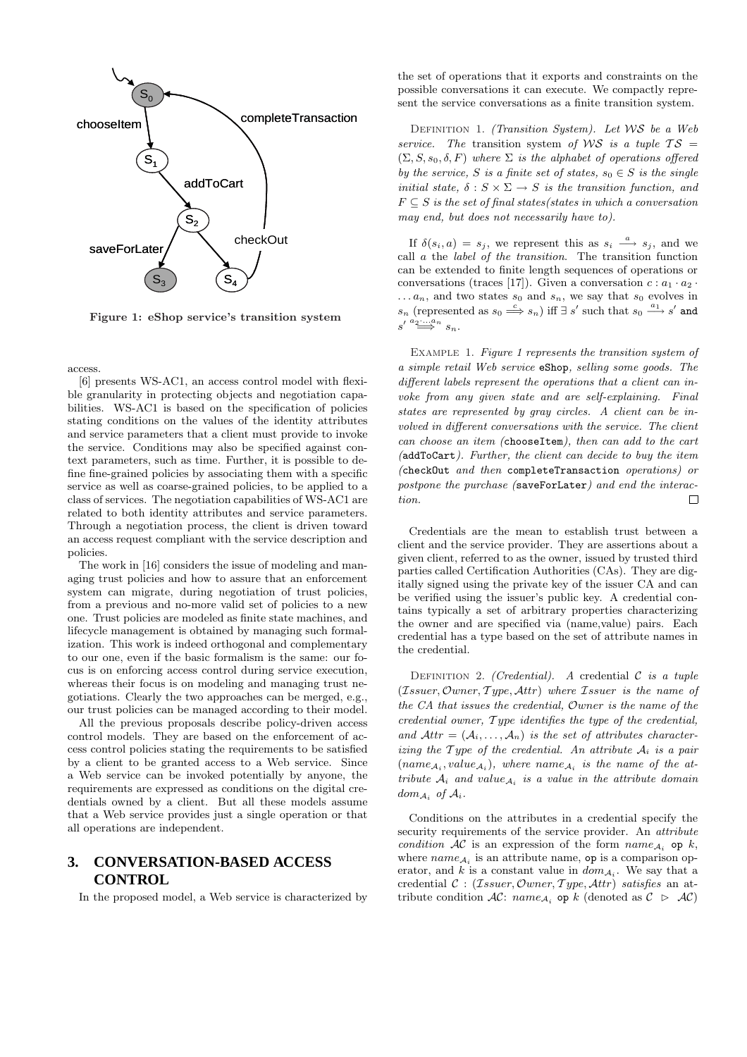Figure 1: eShop service's transition system

access.

[6] presents WS-AC1, an access control model with flexible granularity in protecting objects and negotiation capabilities. WS-AC1 is based on the specification of policies stating conditions on the values of the identity attributes and service parameters that a client must provide to invoke the service. Conditions may also be specified against context parameters, such as time. Further, it is possible to define fine-grained policies by associating them with a specific service as well as coarse-grained policies, to be applied to a class of services. The negotiation capabilities of WS-AC1 are related to both identity attributes and service parameters. Through a negotiation process, the client is driven toward an access request compliant with the service description and policies.

The work in [16] considers the issue of modeling and managing trust policies and how to assure that an enforcement system can migrate, during negotiation of trust policies, from a previous and no-more valid set of policies to a new one. Trust policies are modeled as finite state machines, and lifecycle management is obtained by managing such formalization. This work is indeed orthogonal and complementary to our one, even if the basic formalism is the same: our focus is on enforcing access control during service execution, whereas their focus is on modeling and managing trust negotiations. Clearly the two approaches can be merged, e.g., our trust policies can be managed according to their model.

All the previous proposals describe policy-driven access control models. They are based on the enforcement of access control policies stating the requirements to be satisfied by a client to be granted access to a Web service. Since a Web service can be invoked potentially by anyone, the requirements are expressed as conditions on the digital credentials owned by a client. But all these models assume that a Web service provides just a single operation or that all operations are independent.

## 3. CONVERSATION-BASED ACCESS CONTROL

In the proposed model, a Web service is characterized by the set of operations that it exports and constraints on the possible conversations it can execute. We compactly represent the service conversations as a finite transition system.

Definition 1. *(Transition System). Let $\mathcal{WS}$ be a Web service. The* transition system *of $\mathcal{WS}$ is a tuple $\mathcal{TS} = (\Sigma, S, s_0, \delta, F)$ where $\Sigma$ is the alphabet of operations offered by the service, $S$ is a finite set of states, $s_0 \in S$ is the single initial state, $\delta : S \times \Sigma \rightarrow S$ is the transition function, and $F \subseteq S$ is the set of final states(states in which a conversation may end, but does not necessarily have to).*

If $\delta(s_i, a) = s_j$, we represent this as $s_i \xrightarrow{a} s_j$, and we call $a$ the *label of the transition*. The transition function can be extended to finite length sequences of operations or conversations (traces [17]). Given a conversation $c : a_1 \cdot a_2 \cdot \ldots a_n$, and two states $s_0$ and $s_n$, we say that $s_0$ evolves in $s_n$ (represented as $s_0 \stackrel{c}{\Longrightarrow} s_n$) iff $\exists\, s'$ such that $s_0 \xrightarrow{a_1} s'$ and $s' \stackrel{a_2 \cdot \ldots a_n}{\Longrightarrow} s_n$.

Example 1. *Figure 1 represents the transition system of a simple retail Web service* `eShop`*, selling some goods. The different labels represent the operations that a client can invoke from any given state and are self-explaining. Final states are represented by gray circles. A client can be involved in different conversations with the service. The client can choose an item (*`chooseItem`*), then can add to the cart (*`addToCart`*). Further, the client can decide to buy the item (*`checkOut` *and then* `completeTransaction` *operations) or postpone the purchase (*`saveForLater`*) and end the interaction.* □

Credentials are the mean to establish trust between a client and the service provider. They are assertions about a given client, referred to as the owner, issued by trusted third parties called Certification Authorities (CAs). They are digitally signed using the private key of the issuer CA and can be verified using the issuer's public key. A credential contains typically a set of arbitrary properties characterizing the owner and are specified via (name,value) pairs. Each credential has a type based on the set of attribute names in the credential.

Definition 2. *(Credential). A* credential *$\mathcal{C}$ is a tuple $(\mathcal{I}ssuer, \mathcal{O}wner, \mathcal{T}ype, \mathcal{A}ttr)$ where $\mathcal{I}ssuer$ is the name of the CA that issues the credential, $\mathcal{O}wner$ is the name of the credential owner, $\mathcal{T}ype$ identifies the type of the credential, and $\mathcal{A}ttr = (\mathcal{A}_i, \ldots, \mathcal{A}_n)$ is the set of attributes characterizing the $\mathcal{T}ype$ of the credential. An attribute $\mathcal{A}_i$ is a pair $(name_{\mathcal{A}_i}, value_{\mathcal{A}_i})$, where $name_{\mathcal{A}_i}$ is the name of the attribute $\mathcal{A}_i$ and $value_{\mathcal{A}_i}$ is a value in the attribute domain $dom_{\mathcal{A}_i}$ of $\mathcal{A}_i$.*

Conditions on the attributes in a credential specify the security requirements of the service provider. An *attribute condition* $\mathcal{AC}$ is an expression of the form $name_{\mathcal{A}_i}$ `op` $k$, where $name_{\mathcal{A}_i}$ is an attribute name, `op` is a comparison operator, and $k$ is a constant value in $dom_{\mathcal{A}_i}$. We say that a credential $\mathcal{C} : (\mathcal{I}ssuer, \mathcal{O}wner, \mathcal{T}ype, \mathcal{A}ttr)$ *satisfies* an attribute condition $\mathcal{AC}$: $name_{\mathcal{A}_i}$ `op` $k$ (denoted as $\mathcal{C} \ \triangleright\ \mathcal{AC}$)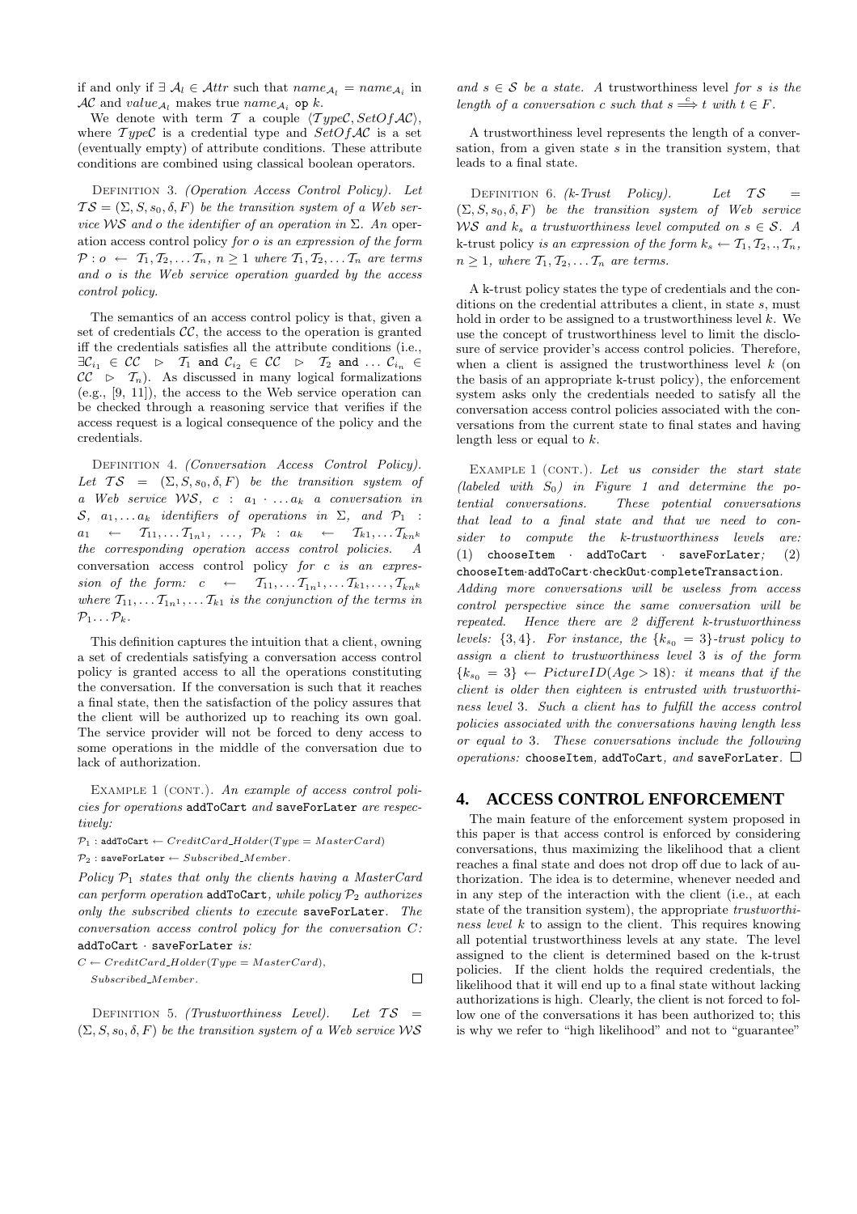if and only if $\exists \mathcal{A}_l \in \mathcal{A}ttr$ such that $name_{\mathcal{A}_l} = name_{\mathcal{A}_i}$ in $\mathcal{AC}$ and $value_{\mathcal{A}_l}$ makes true $name_{\mathcal{A}_i}$ op $k$.

We denote with term $\mathcal{T}$ a couple $\langle \mathcal{T}ype\mathcal{C}, SetOf\mathcal{AC}\rangle$, where $\mathcal{T}ype\mathcal{C}$ is a credential type and $SetOf\mathcal{AC}$ is a set (eventually empty) of attribute conditions. These attribute conditions are combined using classical boolean operators.

Definition 3. *(Operation Access Control Policy). Let $\mathcal{TS} = (\Sigma, S, s_0, \delta, F)$ be the transition system of a Web service $\mathcal{WS}$ and $o$ the identifier of an operation in $\Sigma$. An* operation access control policy *for $o$ is an expression of the form $\mathcal{P} : o \leftarrow \mathcal{T}_1, \mathcal{T}_2, \ldots \mathcal{T}_n$, $n \geq 1$ where $\mathcal{T}_1, \mathcal{T}_2, \ldots \mathcal{T}_n$ are terms and $o$ is the Web service operation guarded by the access control policy.*

The semantics of an access control policy is that, given a set of credentials $\mathcal{CC}$, the access to the operation is granted iff the credentials satisfy all the attribute conditions (i.e., $\exists \mathcal{C}_{i_1} \in \mathcal{CC} \vartriangleright \mathcal{T}_1$ and $\mathcal{C}_{i_2} \in \mathcal{CC} \vartriangleright \mathcal{T}_2$ and $\ldots$ $\mathcal{C}_{i_n} \in \mathcal{CC} \vartriangleright \mathcal{T}_n$). As discussed in many logical formalizations (e.g., [9, 11]), the access to the Web service operation can be checked through a reasoning service that verifies if the access request is a logical consequence of the policy and the credentials.

Definition 4. *(Conversation Access Control Policy). Let $\mathcal{TS} = (\Sigma, S, s_0, \delta, F)$ be the transition system of a Web service $\mathcal{WS}$, $c : a_1 \cdot \ldots a_k$ a conversation in $\mathcal{S}$, $a_1, \ldots a_k$ identifiers of operations in $\Sigma$, and $\mathcal{P}_1 : a_1 \leftarrow \mathcal{T}_{11}, \ldots \mathcal{T}_{1n^1}, \ldots, \mathcal{P}_k : a_k \leftarrow \mathcal{T}_{k1}, \ldots \mathcal{T}_{kn^k}$ the corresponding operation access control policies. A* conversation access control policy *for $c$ is an expression of the form: $c \leftarrow \mathcal{T}_{11}, \ldots \mathcal{T}_{1n^1}, \ldots \mathcal{T}_{k1}, \ldots, \mathcal{T}_{kn^k}$ where $\mathcal{T}_{11}, \ldots \mathcal{T}_{1n^1}, \ldots \mathcal{T}_{k1}$ is the conjunction of the terms in $\mathcal{P}_1 \ldots \mathcal{P}_k$.*

This definition captures the intuition that a client, owning a set of credentials satisfying a conversation access control policy is granted access to all the operations constituting the conversation. If the conversation is such that it reaches a final state, then the satisfaction of the policy assures that the client will be authorized up to reaching its own goal. The service provider will not be forced to deny access to some operations in the middle of the conversation due to lack of authorization.

Example 1 (cont.). *An example of access control policies for operations* `addToCart` *and* `saveForLater` *are respectively:*

$\mathcal{P}_1$ : `addToCart` $\leftarrow CreditCard\_Holder(Type = MasterCard)$

$\mathcal{P}_2$ : `saveForLater` $\leftarrow Subscribed\_Member$.

*Policy $\mathcal{P}_1$ states that only the clients having a MasterCard can perform operation* `addToCart`*, while policy $\mathcal{P}_2$ authorizes only the subscribed clients to execute* `saveForLater`*. The conversation access control policy for the conversation $C$:* `addToCart · saveForLater` *is:*

$C \leftarrow CreditCard\_Holder(Type = MasterCard)$,
$Subscribed\_Member$. □

Definition 5. *(Trustworthiness Level). Let $\mathcal{TS} = (\Sigma, S, s_0, \delta, F)$ be the transition system of a Web service $\mathcal{WS}$ and $s \in \mathcal{S}$ be a state. A* trustworthiness level *for $s$ is the length of a conversation $c$ such that $s \stackrel{c}{\Longrightarrow} t$ with $t \in F$.*

A trustworthiness level represents the length of a conversation, from a given state $s$ in the transition system, that leads to a final state.

Definition 6. *(k-Trust Policy). Let $\mathcal{TS} = (\Sigma, S, s_0, \delta, F)$ be the transition system of Web service $\mathcal{WS}$ and $k_s$ a trustworthiness level computed on $s \in \mathcal{S}$. A* k-trust policy *is an expression of the form $k_s \leftarrow \mathcal{T}_1, \mathcal{T}_2, ., \mathcal{T}_n$, $n \geq 1$, where $\mathcal{T}_1, \mathcal{T}_2, \ldots \mathcal{T}_n$ are terms.*

A k-trust policy states the type of credentials and the conditions on the credential attributes a client, in state $s$, must hold in order to be assigned to a trustworthiness level $k$. We use the concept of trustworthiness level to limit the disclosure of service provider's access control policies. Therefore, when a client is assigned the trustworthiness level $k$ (on the basis of an appropriate k-trust policy), the enforcement system asks only the credentials needed to satisfy all the conversation access control policies associated with the conversations from the current state to final states and having length less or equal to $k$.

Example 1 (cont.). *Let us consider the start state (labeled with $S_0$) in Figure 1 and determine the potential conversations that lead to a final state and that we need to consider to compute the k-trustworthiness levels are: (1)* `chooseItem · addToCart · saveForLater`*; (2)* `chooseItem·addToCart·checkOut·completeTransaction`*. Adding more conversations will be useless from access control perspective since the same conversation will be repeated. Hence there are 2 different k-trustworthiness levels: $\{3, 4\}$. For instance, the $\{k_{s_0} = 3\}$-trust policy to assign a client to trustworthiness level 3 is of the form $\{k_{s_0} = 3\} \leftarrow PictureID(Age > 18)$: it means that if the client is older then eighteen is entrusted with trustworthiness level 3. Such a client has to fulfill the access control policies associated with the conversations having length less or equal to 3. These conversations include the following operations:* `chooseItem`*,* `addToCart`*, and* `saveForLater`*.* □

# 4. ACCESS CONTROL ENFORCEMENT

The main feature of the enforcement system proposed in this paper is that access control is enforced by considering conversations, thus maximizing the likelihood that a client reaches a final state and does not drop off due to lack of authorization. The idea is to determine, whenever needed and in any step of the interaction with the client (i.e., at each state of the transition system), the appropriate *trustworthiness level* $k$ to assign to the client. This requires knowing all potential trustworthiness levels at any state. The level assigned to the client is determined based on the k-trust policies. If the client holds the required credentials, the likelihood that it will end up to a final state without lacking authorizations is high. Clearly, the client is not forced to follow one of the conversations it has been authorized to; this is why we refer to "high likelihood" and not to "guarantee"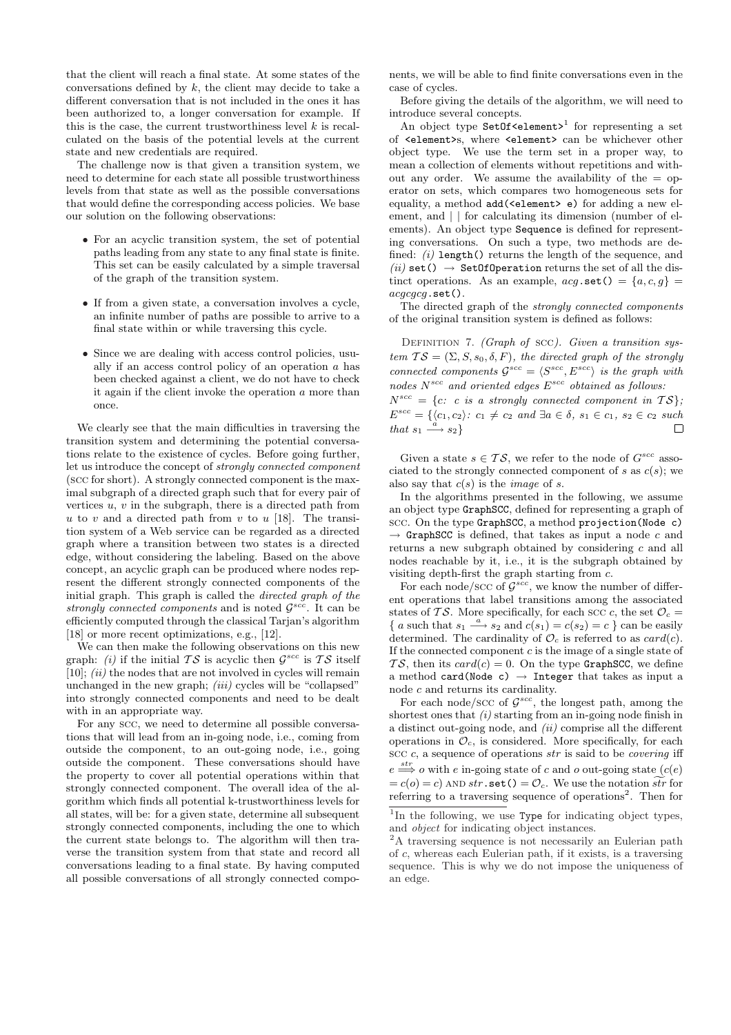that the client will reach a final state. At some states of the conversations defined by $k$, the client may decide to take a different conversation that is not included in the ones it has been authorized to, a longer conversation for example. If this is the case, the current trustworthiness level $k$ is recalculated on the basis of the potential levels at the current state and new credentials are required.

The challenge now is that given a transition system, we need to determine for each state all possible trustworthiness levels from that state as well as the possible conversations that would define the corresponding access policies. We base our solution on the following observations:

- For an acyclic transition system, the set of potential paths leading from any state to any final state is finite. This set can be easily calculated by a simple traversal of the graph of the transition system.
- If from a given state, a conversation involves a cycle, an infinite number of paths are possible to arrive to a final state within or while traversing this cycle.
- Since we are dealing with access control policies, usually if an access control policy of an operation $a$ has been checked against a client, we do not have to check it again if the client invoke the operation $a$ more than once.

We clearly see that the main difficulties in traversing the transition system and determining the potential conversations relate to the existence of cycles. Before going further, let us introduce the concept of *strongly connected component* (SCC for short). A strongly connected component is the maximal subgraph of a directed graph such that for every pair of vertices $u$, $v$ in the subgraph, there is a directed path from $u$ to $v$ and a directed path from $v$ to $u$ [18]. The transition system of a Web service can be regarded as a directed graph where a transition between two states is a directed edge, without considering the labeling. Based on the above concept, an acyclic graph can be produced where nodes represent the different strongly connected components of the initial graph. This graph is called the *directed graph of the strongly connected components* and is noted $\mathcal{G}^{scc}$. It can be efficiently computed through the classical Tarjan's algorithm [18] or more recent optimizations, e.g., [12].

We can then make the following observations on this new graph: *(i)* if the initial $\mathcal{TS}$ is acyclic then $\mathcal{G}^{scc}$ is $\mathcal{TS}$ itself [10]; *(ii)* the nodes that are not involved in cycles will remain unchanged in the new graph; *(iii)* cycles will be "collapsed" into strongly connected components and need to be dealt with in an appropriate way.

For any SCC, we need to determine all possible conversations that will lead from an in-going node, i.e., coming from outside the component, to an out-going node, i.e., going outside the component. These conversations should have the property to cover all potential operations within that strongly connected component. The overall idea of the algorithm which finds all potential k-trustworthiness levels for all states, will be: for a given state, determine all subsequent strongly connected components, including the one to which the current state belongs to. The algorithm will then traverse the transition system from that state and record all conversations leading to a final state. By having computed all possible conversations of all strongly connected components, we will be able to find finite conversations even in the case of cycles.

Before giving the details of the algorithm, we will need to introduce several concepts.

An object type `SetOf<element>`[1] for representing a set of `<element>`s, where `<element>` can be whichever other object type. We use the term set in a proper way, to mean a collection of elements without repetitions and without any order. We assume the availability of the = operator on sets, which compares two homogeneous sets for equality, a method `add(<element> e)` for adding a new element, and | | for calculating its dimension (number of elements). An object type `Sequence` is defined for representing conversations. On such a type, two methods are defined: *(i)* `length()` returns the length of the sequence, and *(ii)* `set()` $\rightarrow$ `SetOfOperation` returns the set of all the distinct operations. As an example, $acg$.`set()` $= \{a, c, g\} = acgcgcg$.`set()`.

The directed graph of the *strongly connected components* of the original transition system is defined as follows:

Definition 7. *(Graph of* SCC*). Given a transition system $\mathcal{TS} = (\Sigma, S, s_0, \delta, F)$, the directed graph of the strongly connected components $\mathcal{G}^{scc} = \langle S^{scc}, E^{scc} \rangle$ is the graph with nodes $N^{scc}$ and oriented edges $E^{scc}$ obtained as follows:*
*$N^{scc} = \{c$: $c$ is a strongly connected component in $\mathcal{TS}\}$;*
*$E^{scc} = \{\langle c_1, c_2 \rangle$: $c_1 \neq c_2$ and $\exists a \in \delta$, $s_1 \in c_1$, $s_2 \in c_2$ such that $s_1 \xrightarrow{a} s_2\}$* □

Given a state $s \in \mathcal{TS}$, we refer to the node of $G^{scc}$ associated to the strongly connected component of $s$ as $c(s)$; we also say that $c(s)$ is the *image* of $s$.

In the algorithms presented in the following, we assume an object type `GraphSCC`, defined for representing a graph of SCC. On the type `GraphSCC`, a method `projection(Node c)` $\rightarrow$ `GraphSCC` is defined, that takes as input a node $c$ and returns a new subgraph obtained by considering $c$ and all nodes reachable by it, i.e., it is the subgraph obtained by visiting depth-first the graph starting from $c$.

For each node/SCC of $\mathcal{G}^{scc}$, we know the number of different operations that label transitions among the associated states of $\mathcal{TS}$. More specifically, for each SCC $c$, the set $\mathcal{O}_c = \{\ a$ such that $s_1 \xrightarrow{a} s_2$ and $c(s_1) = c(s_2) = c\ \}$ can be easily determined. The cardinality of $\mathcal{O}_c$ is referred to as $card(c)$. If the connected component $c$ is the image of a single state of $\mathcal{TS}$, then its $card(c) = 0$. On the type `GraphSCC`, we define a method `card(Node c)` $\rightarrow$ `Integer` that takes as input a node $c$ and returns its cardinality.

For each node/SCC of $\mathcal{G}^{scc}$, the longest path, among the shortest ones that *(i)* starting from an in-going node finish in a distinct out-going node, and *(ii)* comprise all the different operations in $\mathcal{O}_c$, is considered. More specifically, for each SCC $c$, a sequence of operations $str$ is said to be *covering* iff $e \overset{str}{\Longrightarrow} o$ with $e$ in-going state of $c$ and $o$ out-going state ($c(e) = c(o) = c$) AND $str$.`set()` $= \mathcal{O}_c$. We use the notation $\widetilde{str}$ for referring to a traversing sequence of operations[2]. Then for

[1] In the following, we use `Type` for indicating object types, and *object* for indicating object instances.

[2] A traversing sequence is not necessarily an Eulerian path of $c$, whereas each Eulerian path, if it exists, is a traversing sequence. This is why we do not impose the uniqueness of an edge.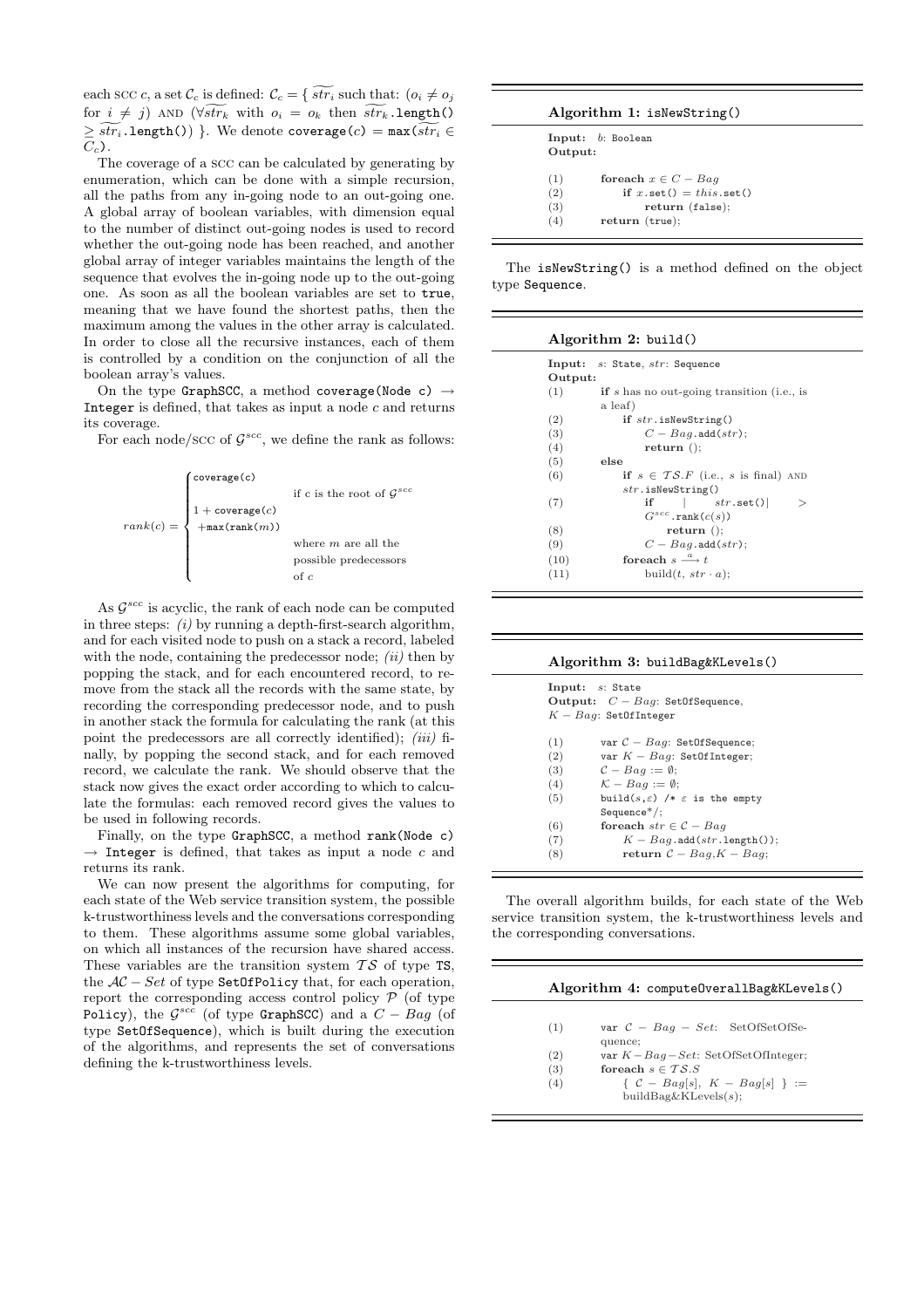each SCC $c$, a set $\mathcal{C}_c$ is defined: $\mathcal{C}_c = \{ \widetilde{str_i}$ such that: $(o_i \neq o_j$ for $i \neq j)$ AND $(\forall \widetilde{str_k}$ with $o_i = o_k$ then $\widetilde{str_k}$.length() $\geq \widetilde{str_i}$.length()) $\}$. We denote coverage$(c)$ = max$(\widetilde{str_i} \in \mathcal{C}_c)$.

The coverage of a SCC can be calculated by generating by enumeration, which can be done with a simple recursion, all the paths from any in-going node to an out-going one. A global array of boolean variables, with dimension equal to the number of distinct out-going nodes is used to record whether the out-going node has been reached, and another global array of integer variables maintains the length of the sequence that evolves the in-going node up to the out-going one. As soon as all the boolean variables are set to true, meaning that we have found the shortest paths, then the maximum among the values in the other array is calculated. In order to close all the recursive instances, each of them is controlled by a condition on the conjunction of all the boolean array's values.

On the type GraphSCC, a method coverage(Node c) $\rightarrow$ Integer is defined, that takes as input a node $c$ and returns its coverage.

For each node/SCC of $\mathcal{G}^{scc}$, we define the rank as follows:

$$
rank(c) = \begin{cases} \texttt{coverage(c)} & \text{if c is the root of } \mathcal{G}^{scc} \\ 1 + \texttt{coverage}(c) + \texttt{max(rank(}m\texttt{))} & \text{where } m \text{ are all the possible predecessors of } c \end{cases}
$$

As $\mathcal{G}^{scc}$ is acyclic, the rank of each node can be computed in three steps: *(i)* by running a depth-first-search algorithm, and for each visited node to push on a stack a record, labeled with the node, containing the predecessor node; *(ii)* then by popping the stack, and for each encountered record, to remove from the stack all the records with the same state, by recording the corresponding predecessor node, and to push in another stack the formula for calculating the rank (at this point the predecessors are all correctly identified); *(iii)* finally, by popping the second stack, and for each removed record, we calculate the rank. We should observe that the stack now gives the exact order according to which to calculate the formulas: each removed record gives the values to be used in following records.

Finally, on the type GraphSCC, a method rank(Node c) $\rightarrow$ Integer is defined, that takes as input a node $c$ and returns its rank.

We can now present the algorithms for computing, for each state of the Web service transition system, the possible k-trustworthiness levels and the conversations corresponding to them. These algorithms assume some global variables, on which all instances of the recursion have shared access. These variables are the transition system $\mathcal{TS}$ of type TS, the $\mathcal{AC}-Set$ of type SetOfPolicy that, for each operation, report the corresponding access control policy $\mathcal{P}$ (of type Policy), the $\mathcal{G}^{scc}$ (of type GraphSCC) and a $C-Bag$ (of type SetOfSequence), which is built during the execution of the algorithms, and represents the set of conversations defining the k-trustworthiness levels.

**Algorithm 1:** isNewString()

```
Input:
Output:  b: Boolean

(1)  foreach x ∈ C − Bag
(2)      if x.set() = this.set()
(3)          return (false);
(4)  return (true);
```

The isNewString() is a method defined on the object type Sequence.

**Algorithm 2:** build()

```
Input:  s: State, str: Sequence
Output:
(1)   if s has no out-going transition (i.e., is a leaf)
(2)       if str.isNewString()
(3)           C − Bag.add(str);
(4)           return ();
(5)   else
(6)       if s ∈ TS.F (i.e., s is final) AND str.isNewString()
(7)           if  | str.set() | > G^scc.rank(c(s))
(8)               return ();
(9)           C − Bag.add(str);
(10)      foreach s --a--> t
(11)          build(t, str · a);
```

**Algorithm 3:** buildBag&KLevels()

```
Input:  s: State
Output:  C − Bag: SetOfSequence,
         K − Bag: SetOfInteger

(1)  var C − Bag: SetOfSequence;
(2)  var K − Bag: SetOfInteger;
(3)  C − Bag := ∅;
(4)  K − Bag := ∅;
(5)  build(s,ε) /* ε is the empty Sequence*/;
(6)  foreach str ∈ C − Bag
(7)      K − Bag.add(str.length());
(8)      return C − Bag,K − Bag;
```

The overall algorithm builds, for each state of the Web service transition system, the k-trustworthiness levels and the corresponding conversations.

**Algorithm 4:** computeOverallBag&KLevels()

```
(1)  var C − Bag − Set: SetOfSetOfSequence;
(2)  var K − Bag − Set: SetOfSetOfInteger;
(3)  foreach s ∈ TS.S
(4)      { C − Bag[s], K − Bag[s] } := buildBag&KLevels(s);
```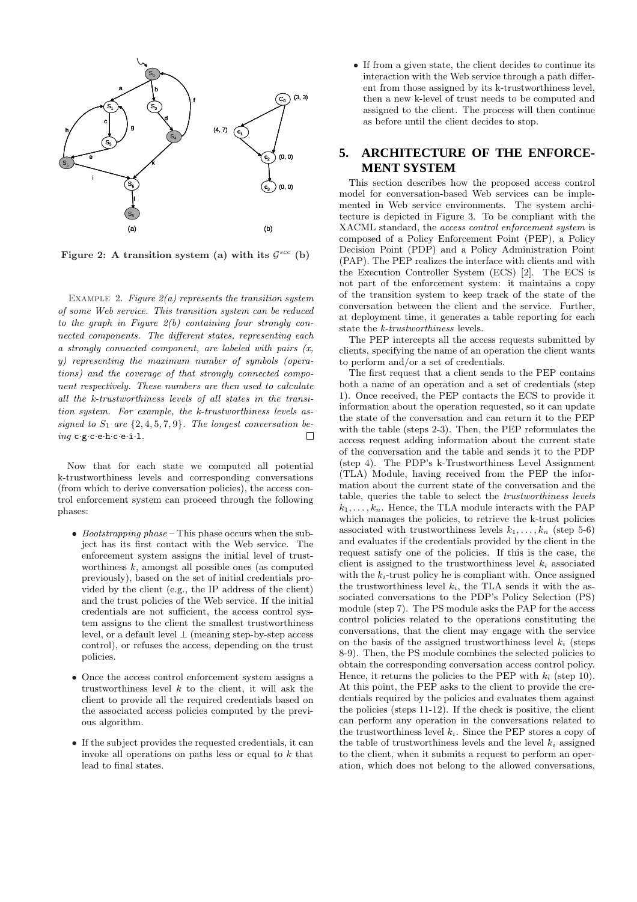Figure 2: A transition system (a) with its $\mathcal{G}^{scc}$ (b)

EXAMPLE 2. *Figure 2(a) represents the transition system of some Web service. This transition system can be reduced to the graph in Figure 2(b) containing four strongly connected components. The different states, representing each a strongly connected component, are labeled with pairs (x, y) representing the maximum number of symbols (operations) and the coverage of that strongly connected component respectively. These numbers are then used to calculate all the k-trustworthiness levels of all states in the transition system. For example, the k-trustworthiness levels assigned to* $S_1$ *are* $\{2, 4, 5, 7, 9\}$. *The longest conversation being* c·g·c·e·h·c·e·i·l. □

Now that for each state we computed all potential k-trustworthiness levels and corresponding conversations (from which to derive conversation policies), the access control enforcement system can proceed through the following phases:

- *Bootstrapping phase* – This phase occurs when the subject has its first contact with the Web service. The enforcement system assigns the initial level of trustworthiness $k$, amongst all possible ones (as computed previously), based on the set of initial credentials provided by the client (e.g., the IP address of the client) and the trust policies of the Web service. If the initial credentials are not sufficient, the access control system assigns to the client the smallest trustworthiness level, or a default level $\perp$ (meaning step-by-step access control), or refuses the access, depending on the trust policies.
- Once the access control enforcement system assigns a trustworthiness level $k$ to the client, it will ask the client to provide all the required credentials based on the associated access policies computed by the previous algorithm.
- If the subject provides the requested credentials, it can invoke all operations on paths less or equal to $k$ that lead to final states.
- If from a given state, the client decides to continue its interaction with the Web service through a path different from those assigned by its k-trustworthiness level, then a new k-level of trust needs to be computed and assigned to the client. The process will then continue as before until the client decides to stop.

## 5. ARCHITECTURE OF THE ENFORCEMENT SYSTEM

This section describes how the proposed access control model for conversation-based Web services can be implemented in Web service environments. The system architecture is depicted in Figure 3. To be compliant with the XACML standard, the *access control enforcement system* is composed of a Policy Enforcement Point (PEP), a Policy Decision Point (PDP) and a Policy Administration Point (PAP). The PEP realizes the interface with clients and with the Execution Controller System (ECS) [2]. The ECS is not part of the enforcement system: it maintains a copy of the transition system to keep track of the state of the conversation between the client and the service. Further, at deployment time, it generates a table reporting for each state the *k-trustworthiness* levels.

The PEP intercepts all the access requests submitted by clients, specifying the name of an operation the client wants to perform and/or a set of credentials.

The first request that a client sends to the PEP contains both a name of an operation and a set of credentials (step 1). Once received, the PEP contacts the ECS to provide it information about the operation requested, so it can update the state of the conversation and can return it to the PEP with the table (steps 2-3). Then, the PEP reformulates the access request adding information about the current state of the conversation and the table and sends it to the PDP (step 4). The PDP's k-Trustworthiness Level Assignment (TLA) Module, having received from the PEP the information about the current state of the conversation and the table, queries the table to select the *trustworthiness levels* $k_1, \ldots, k_n$. Hence, the TLA module interacts with the PAP which manages the policies, to retrieve the k-trust policies associated with trustworthiness levels $k_1, \ldots, k_n$ (step 5-6) and evaluates if the credentials provided by the client in the request satisfy one of the policies. If this is the case, the client is assigned to the trustworthiness level $k_i$ associated with the $k_i$-trust policy he is compliant with. Once assigned the trustworthiness level $k_i$, the TLA sends it with the associated conversations to the PDP's Policy Selection (PS) module (step 7). The PS module asks the PAP for the access control policies related to the operations constituting the conversations, that the client may engage with the service on the basis of the assigned trustworthiness level $k_i$ (steps 8-9). Then, the PS module combines the selected policies to obtain the corresponding conversation access control policy. Hence, it returns the policies to the PEP with $k_i$ (step 10). At this point, the PEP asks to the client to provide the credentials required by the policies and evaluates them against the policies (steps 11-12). If the check is positive, the client can perform any operation in the conversations related to the trustworthiness level $k_i$. Since the PEP stores a copy of the table of trustworthiness levels and the level $k_i$ assigned to the client, when it submits a request to perform an operation, which does not belong to the allowed conversations,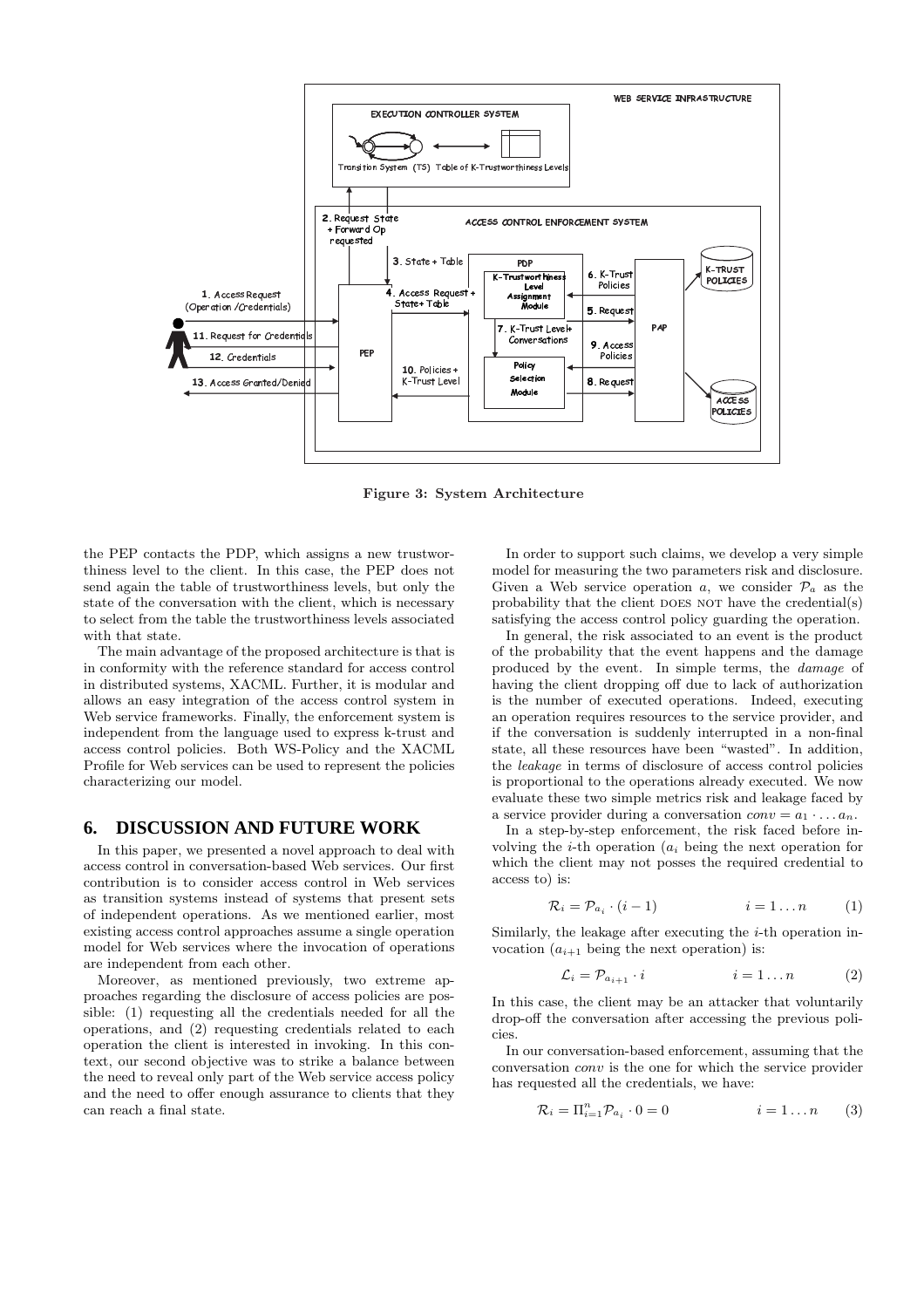Figure 3: System Architecture

the PEP contacts the PDP, which assigns a new trustworthiness level to the client. In this case, the PEP does not send again the table of trustworthiness levels, but only the state of the conversation with the client, which is necessary to select from the table the trustworthiness levels associated with that state.

The main advantage of the proposed architecture is that is in conformity with the reference standard for access control in distributed systems, XACML. Further, it is modular and allows an easy integration of the access control system in Web service frameworks. Finally, the enforcement system is independent from the language used to express k-trust and access control policies. Both WS-Policy and the XACML Profile for Web services can be used to represent the policies characterizing our model.

## 6. DISCUSSION AND FUTURE WORK

In this paper, we presented a novel approach to deal with access control in conversation-based Web services. Our first contribution is to consider access control in Web services as transition systems instead of systems that present sets of independent operations. As we mentioned earlier, most existing access control approaches assume a single operation model for Web services where the invocation of operations are independent from each other.

Moreover, as mentioned previously, two extreme approaches regarding the disclosure of access policies are possible: (1) requesting all the credentials needed for all the operations, and (2) requesting credentials related to each operation the client is interested in invoking. In this context, our second objective was to strike a balance between the need to reveal only part of the Web service access policy and the need to offer enough assurance to clients that they can reach a final state.

In order to support such claims, we develop a very simple model for measuring the two parameters risk and disclosure. Given a Web service operation $a$, we consider $\mathcal{P}_a$ as the probability that the client DOES NOT have the credential(s) satisfying the access control policy guarding the operation.

In general, the risk associated to an event is the product of the probability that the event happens and the damage produced by the event. In simple terms, the *damage* of having the client dropping off due to lack of authorization is the number of executed operations. Indeed, executing an operation requires resources to the service provider, and if the conversation is suddenly interrupted in a non-final state, all these resources have been "wasted". In addition, the *leakage* in terms of disclosure of access control policies is proportional to the operations already executed. We now evaluate these two simple metrics risk and leakage faced by a service provider during a conversation $conv = a_1 \cdot \ldots a_n$.

In a step-by-step enforcement, the risk faced before involving the $i$-th operation ($a_i$ being the next operation for which the client may not posses the required credential to access to) is:

$$\mathcal{R}_i = \mathcal{P}_{a_i} \cdot (i-1) \qquad i = 1 \ldots n \qquad (1)$$

Similarly, the leakage after executing the $i$-th operation invocation ($a_{i+1}$ being the next operation) is:

$$\mathcal{L}_i = \mathcal{P}_{a_{i+1}} \cdot i \qquad i = 1 \ldots n \qquad (2)$$

In this case, the client may be an attacker that voluntarily drop-off the conversation after accessing the previous policies.

In our conversation-based enforcement, assuming that the conversation *conv* is the one for which the service provider has requested all the credentials, we have:

$$\mathcal{R}_i = \Pi_{i=1}^{n} \mathcal{P}_{a_i} \cdot 0 = 0 \qquad i = 1 \ldots n \qquad (3)$$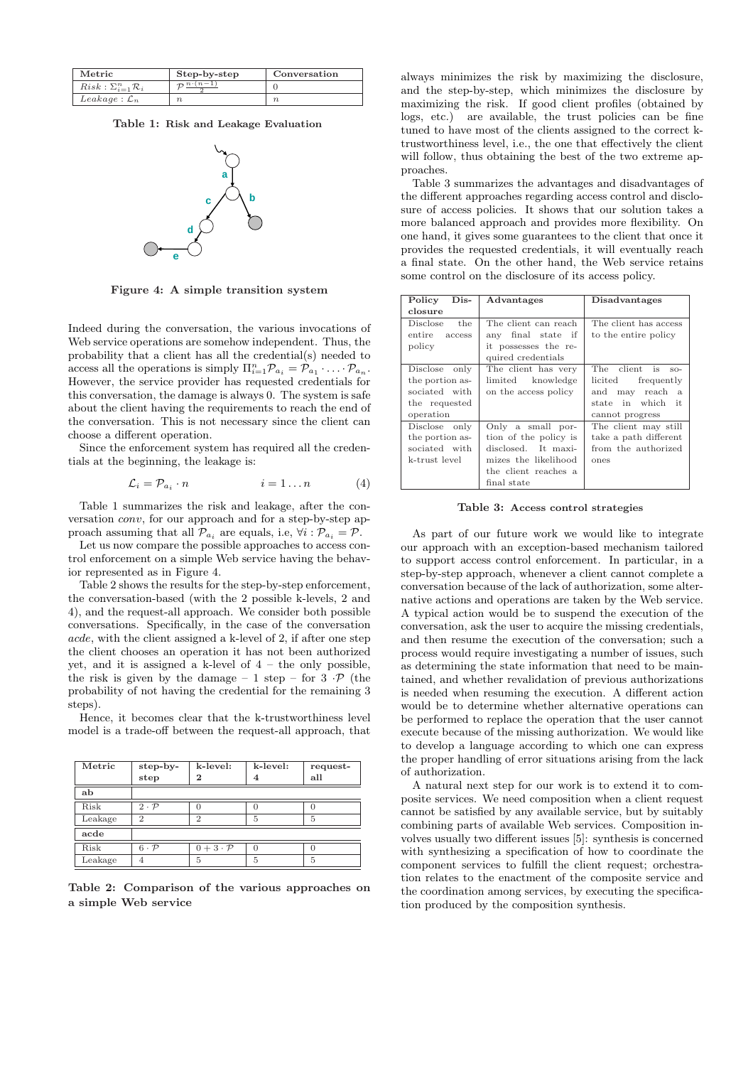| Metric | Step-by-step | Conversation |
|---|---|---|
| $Risk : \Sigma_{i=1}^{n} \mathcal{R}_i$ | $\mathcal{P}^{\frac{n \cdot (n-1)}{2}}$ | 0 |
| $Leakage : \mathcal{L}_n$ | $n$ | $n$ |

**Table 1: Risk and Leakage Evaluation**

**Figure 4: A simple transition system**

Indeed during the conversation, the various invocations of Web service operations are somehow independent. Thus, the probability that a client has all the credential(s) needed to access all the operations is simply $\Pi_{i=1}^{n} \mathcal{P}_{a_i} = \mathcal{P}_{a_1} \cdot \ldots \cdot \mathcal{P}_{a_n}$. However, the service provider has requested credentials for this conversation, the damage is always 0. The system is safe about the client having the requirements to reach the end of the conversation. This is not necessary since the client can choose a different operation.

Since the enforcement system has required all the credentials at the beginning, the leakage is:

$$\mathcal{L}_i = \mathcal{P}_{a_i} \cdot n \qquad\qquad i = 1 \ldots n \tag{4}$$

Table 1 summarizes the risk and leakage, after the conversation *conv*, for our approach and for a step-by-step approach assuming that all $\mathcal{P}_{a_i}$ are equals, i.e, $\forall i : \mathcal{P}_{a_i} = \mathcal{P}$.

Let us now compare the possible approaches to access control enforcement on a simple Web service having the behavior represented as in Figure 4.

Table 2 shows the results for the step-by-step enforcement, the conversation-based (with the 2 possible k-levels, 2 and 4), and the request-all approach. We consider both possible conversations. Specifically, in the case of the conversation *acde*, with the client assigned a k-level of 2, if after one step the client chooses an operation it has not been authorized yet, and it is assigned a k-level of 4 – the only possible, the risk is given by the damage – 1 step – for 3 $\cdot\mathcal{P}$ (the probability of not having the credential for the remaining 3 steps).

Hence, it becomes clear that the k-trustworthiness level model is a trade-off between the request-all approach, that always minimizes the risk by maximizing the disclosure, and the step-by-step, which minimizes the disclosure by maximizing the risk. If good client profiles (obtained by logs, etc.) are available, the trust policies can be fine tuned to have most of the clients assigned to the correct k-trustworthiness level, i.e., the one that effectively the client will follow, thus obtaining the best of the two extreme approaches.

| Metric | step-by-step | k-level: 2 | k-level: 4 | request-all |
|---|---|---|---|---|
| **ab** | | | | |
| Risk | $2 \cdot \mathcal{P}$ | 0 | 0 | 0 |
| Leakage | 2 | 2 | 5 | 5 |
| **acde** | | | | |
| Risk | $6 \cdot \mathcal{P}$ | $0 + 3 \cdot \mathcal{P}$ | 0 | 0 |
| Leakage | 4 | 5 | 5 | 5 |

**Table 2: Comparison of the various approaches on a simple Web service**

Table 3 summarizes the advantages and disadvantages of the different approaches regarding access control and disclosure of access policies. It shows that our solution takes a more balanced approach and provides more flexibility. On one hand, it gives some guarantees to the client that once it provides the requested credentials, it will eventually reach a final state. On the other hand, the Web service retains some control on the disclosure of its access policy.

| Policy Disclosure | Advantages | Disadvantages |
|---|---|---|
| Disclose the entire access policy | The client can reach any final state if it possesses the required credentials | The client has access to the entire policy |
| Disclose only the portion associated with the requested operation | The client has very limited knowledge on the access policy | The client is solicited frequently and may reach a state in which it cannot progress |
| Disclose only the portion associated with k-trust level | Only a small portion of the policy is disclosed. It maximizes the likelihood the client reaches a final state | The client may still take a path different from the authorized ones |

**Table 3: Access control strategies**

As part of our future work we would like to integrate our approach with an exception-based mechanism tailored to support access control enforcement. In particular, in a step-by-step approach, whenever a client cannot complete a conversation because of the lack of authorization, some alternative actions and operations are taken by the Web service. A typical action would be to suspend the execution of the conversation, ask the user to acquire the missing credentials, and then resume the execution of the conversation; such a process would require investigating a number of issues, such as determining the state information that need to be maintained, and whether revalidation of previous authorizations is needed when resuming the execution. A different action would be to determine whether alternative operations can be performed to replace the operation that the user cannot execute because of the missing authorization. We would like to develop a language according to which one can express the proper handling of error situations arising from the lack of authorization.

A natural next step for our work is to extend it to composite services. We need composition when a client request cannot be satisfied by any available service, but by suitably combining parts of available Web services. Composition involves usually two different issues [5]: synthesis is concerned with synthesizing a specification of how to coordinate the component services to fulfill the client request; orchestration relates to the enactment of the composite service and the coordination among services, by executing the specification produced by the composition synthesis.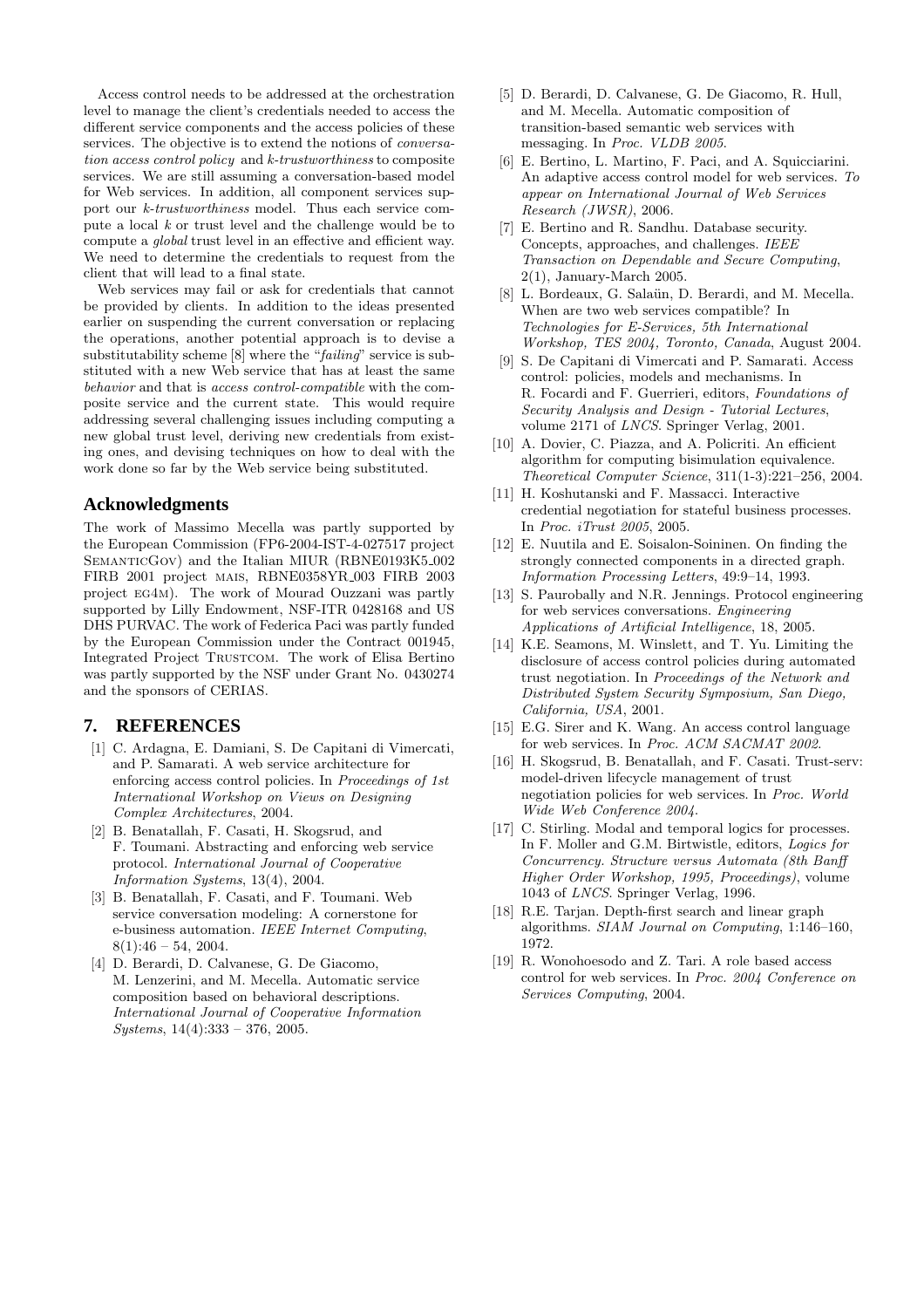Access control needs to be addressed at the orchestration level to manage the client's credentials needed to access the different service components and the access policies of these services. The objective is to extend the notions of *conversation access control policy* and *k-trustworthiness* to composite services. We are still assuming a conversation-based model for Web services. In addition, all component services support our *k-trustworthiness* model. Thus each service compute a local $k$ or trust level and the challenge would be to compute a *global* trust level in an effective and efficient way. We need to determine the credentials to request from the client that will lead to a final state.

Web services may fail or ask for credentials that cannot be provided by clients. In addition to the ideas presented earlier on suspending the current conversation or replacing the operations, another potential approach is to devise a substitutability scheme [8] where the "*failing*" service is substituted with a new Web service that has at least the same *behavior* and that is *access control-compatible* with the composite service and the current state. This would require addressing several challenging issues including computing a new global trust level, deriving new credentials from existing ones, and devising techniques on how to deal with the work done so far by the Web service being substituted.

## Acknowledgments

The work of Massimo Mecella was partly supported by the European Commission (FP6-2004-IST-4-027517 project SemanticGov) and the Italian MIUR (RBNE0193K5_002 FIRB 2001 project mais, RBNE0358YR_003 FIRB 2003 project eg4m). The work of Mourad Ouzzani was partly supported by Lilly Endowment, NSF-ITR 0428168 and US DHS PURVAC. The work of Federica Paci was partly funded by the European Commission under the Contract 001945, Integrated Project Trustcom. The work of Elisa Bertino was partly supported by the NSF under Grant No. 0430274 and the sponsors of CERIAS.

## 7. REFERENCES

[1] C. Ardagna, E. Damiani, S. De Capitani di Vimercati, and P. Samarati. A web service architecture for enforcing access control policies. In *Proceedings of 1st International Workshop on Views on Designing Complex Architectures*, 2004.

[2] B. Benatallah, F. Casati, H. Skogsrud, and F. Toumani. Abstracting and enforcing web service protocol. *International Journal of Cooperative Information Systems*, 13(4), 2004.

[3] B. Benatallah, F. Casati, and F. Toumani. Web service conversation modeling: A cornerstone for e-business automation. *IEEE Internet Computing*, 8(1):46 – 54, 2004.

[4] D. Berardi, D. Calvanese, G. De Giacomo, M. Lenzerini, and M. Mecella. Automatic service composition based on behavioral descriptions. *International Journal of Cooperative Information Systems*, 14(4):333 – 376, 2005.

[5] D. Berardi, D. Calvanese, G. De Giacomo, R. Hull, and M. Mecella. Automatic composition of transition-based semantic web services with messaging. In *Proc. VLDB 2005*.

[6] E. Bertino, L. Martino, F. Paci, and A. Squicciarini. An adaptive access control model for web services. *To appear on International Journal of Web Services Research (JWSR)*, 2006.

[7] E. Bertino and R. Sandhu. Database security. Concepts, approaches, and challenges. *IEEE Transaction on Dependable and Secure Computing*, 2(1), January-March 2005.

[8] L. Bordeaux, G. Salaün, D. Berardi, and M. Mecella. When are two web services compatible? In *Technologies for E-Services, 5th International Workshop, TES 2004, Toronto, Canada*, August 2004.

[9] S. De Capitani di Vimercati and P. Samarati. Access control: policies, models and mechanisms. In R. Focardi and F. Guerrieri, editors, *Foundations of Security Analysis and Design - Tutorial Lectures*, volume 2171 of *LNCS*. Springer Verlag, 2001.

[10] A. Dovier, C. Piazza, and A. Policriti. An efficient algorithm for computing bisimulation equivalence. *Theoretical Computer Science*, 311(1-3):221–256, 2004.

[11] H. Koshutanski and F. Massacci. Interactive credential negotiation for stateful business processes. In *Proc. iTrust 2005*, 2005.

[12] E. Nuutila and E. Soisalon-Soininen. On finding the strongly connected components in a directed graph. *Information Processing Letters*, 49:9–14, 1993.

[13] S. Paurobally and N.R. Jennings. Protocol engineering for web services conversations. *Engineering Applications of Artificial Intelligence*, 18, 2005.

[14] K.E. Seamons, M. Winslett, and T. Yu. Limiting the disclosure of access control policies during automated trust negotiation. In *Proceedings of the Network and Distributed System Security Symposium, San Diego, California, USA*, 2001.

[15] E.G. Sirer and K. Wang. An access control language for web services. In *Proc. ACM SACMAT 2002*.

[16] H. Skogsrud, B. Benatallah, and F. Casati. Trust-serv: model-driven lifecycle management of trust negotiation policies for web services. In *Proc. World Wide Web Conference 2004*.

[17] C. Stirling. Modal and temporal logics for processes. In F. Moller and G.M. Birtwistle, editors, *Logics for Concurrency. Structure versus Automata (8th Banff Higher Order Workshop, 1995, Proceedings)*, volume 1043 of *LNCS*. Springer Verlag, 1996.

[18] R.E. Tarjan. Depth-first search and linear graph algorithms. *SIAM Journal on Computing*, 1:146–160, 1972.

[19] R. Wonohoesodo and Z. Tari. A role based access control for web services. In *Proc. 2004 Conference on Services Computing*, 2004.